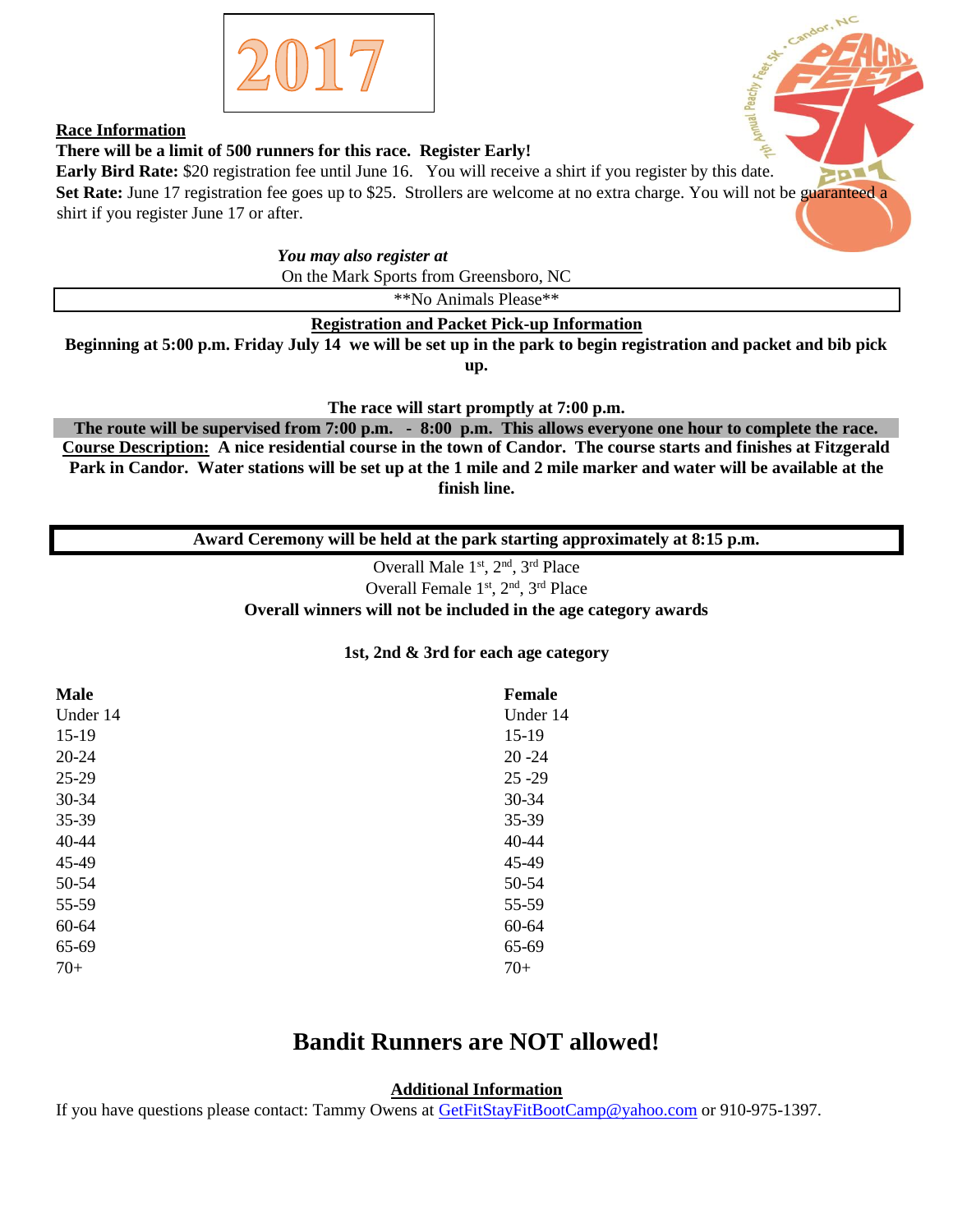# 2017

**Race Information**

**There will be a limit of 500 runners for this race. Register Early!**

**Early Bird Rate:** $20 registration fee until June 16. You will receive a shirt if you register by this date.

**Set Rate:** June 17 registration fee goes up to $25. Strollers are welcome at no extra charge. You will not be guaranteed a shirt if you register June 17 or after.

***You may also register at***

On the Mark Sports from Greensboro, NC

\*\*No Animals Please\*\*

**Registration and Packet Pick-up Information**

**Beginning at 5:00 p.m. Friday July 14 we will be set up in the park to begin registration and packet and bib pick up.**

**The race will start promptly at 7:00 p.m.**

**The route will be supervised from 7:00 p.m. - 8:00 p.m. This allows everyone one hour to complete the race.**

**Course Description: A nice residential course in the town of Candor. The course starts and finishes at Fitzgerald Park in Candor. Water stations will be set up at the 1 mile and 2 mile marker and water will be available at the finish line.**

**Award Ceremony will be held at the park starting approximately at 8:15 p.m.**

Overall Male 1st, 2nd, 3rd Place

Overall Female 1st, 2nd, 3rd Place

**Overall winners will not be included in the age category awards**

**1st, 2nd & 3rd for each age category**

| **Male** | **Female** |
|---|---|
| Under 14 | Under 14 |
| 15-19 | 15-19 |
| 20-24 | 20 -24 |
| 25-29 | 25 -29 |
| 30-34 | 30-34 |
| 35-39 | 35-39 |
| 40-44 | 40-44 |
| 45-49 | 45-49 |
| 50-54 | 50-54 |
| 55-59 | 55-59 |
| 60-64 | 60-64 |
| 65-69 | 65-69 |
| 70+ | 70+ |

## Bandit Runners are NOT allowed!

**Additional Information**

If you have questions please contact: Tammy Owens at GetFitStayFitBootCamp@yahoo.com or 910-975-1397.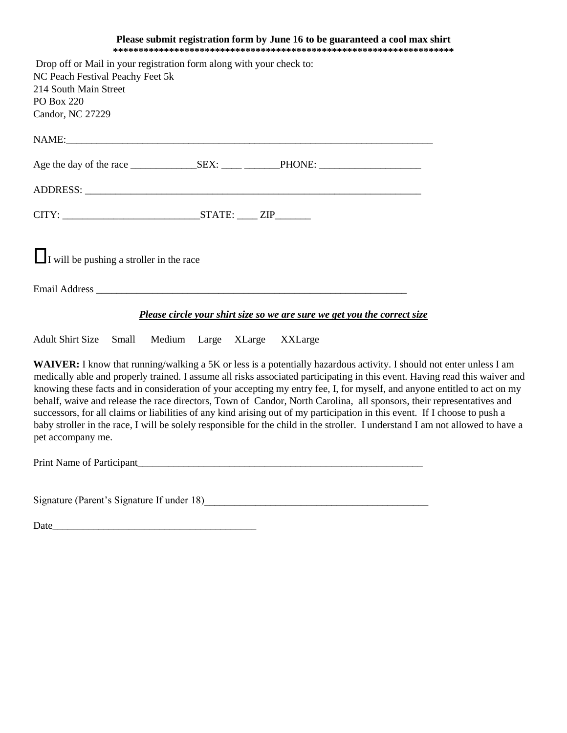**Please submit registration form by June 16 to be guaranteed a cool max shirt**

**********************************************************************

Drop off or Mail in your registration form along with your check to:
NC Peach Festival Peachy Feet 5k
214 South Main Street
PO Box 220
Candor, NC 27229

NAME:___________________________________________________________________________

Age the day of the race _____________SEX: ____ _______PHONE: ___________________

ADDRESS: _______________________________________________________________________

CITY: ___________________________STATE: ____ ZIP_______

☐ I will be pushing a stroller in the race

Email Address ______________________________________________________________

***<u>Please circle your shirt size so we are sure we get you the correct size</u>***

Adult Shirt Size Small Medium Large XLarge XXLarge

**WAIVER:** I know that running/walking a 5K or less is a potentially hazardous activity. I should not enter unless I am medically able and properly trained. I assume all risks associated participating in this event. Having read this waiver and knowing these facts and in consideration of your accepting my entry fee, I, for myself, and anyone entitled to act on my behalf, waive and release the race directors, Town of Candor, North Carolina, all sponsors, their representatives and successors, for all claims or liabilities of any kind arising out of my participation in this event. If I choose to push a baby stroller in the race, I will be solely responsible for the child in the stroller. I understand I am not allowed to have a pet accompany me.

Print Name of Participant___________________________________________________________

Signature (Parent's Signature If under 18)_____________________________________________

Date_________________________________________